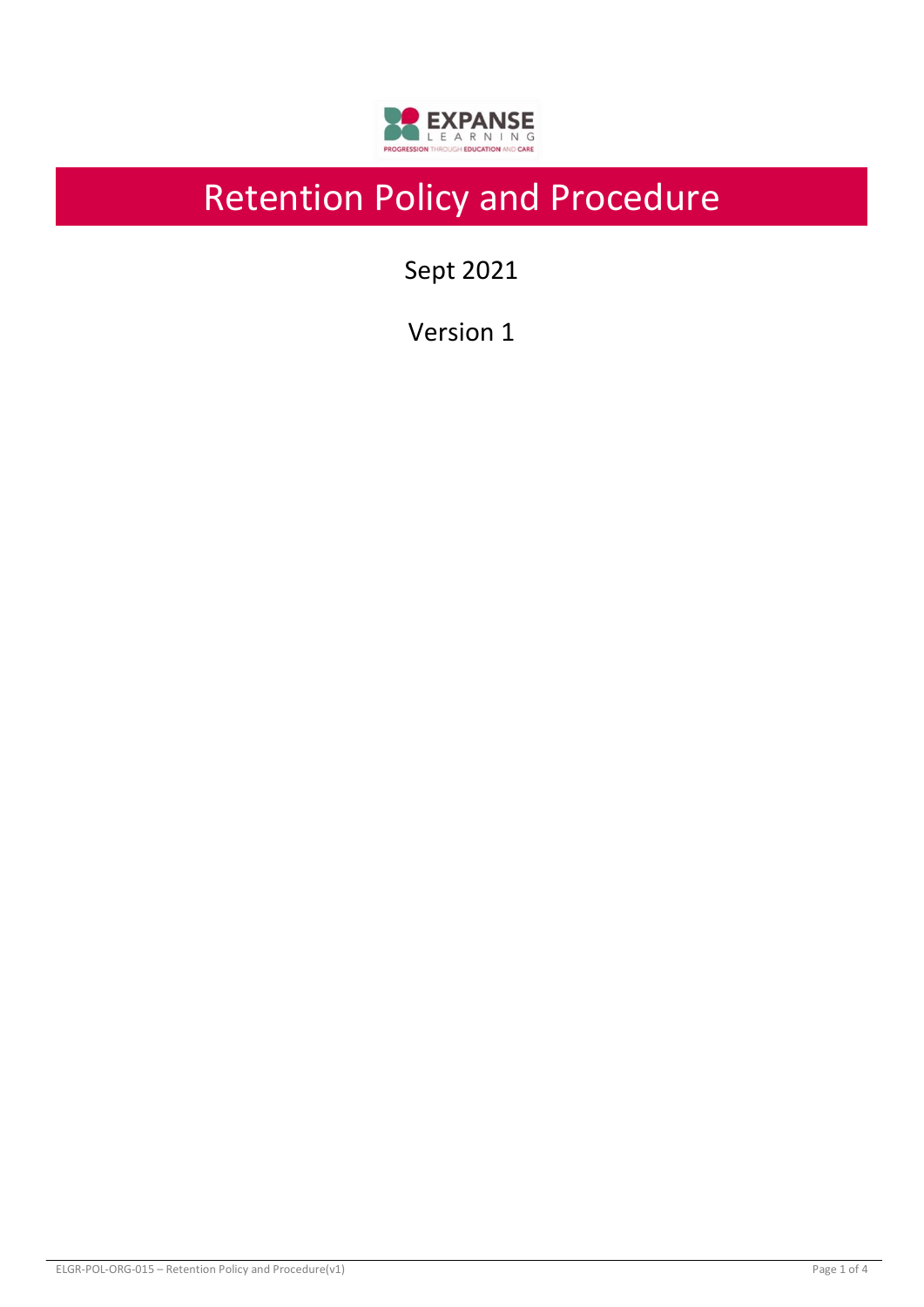# Retention Policy and Procedure

Sept 2021

Version 1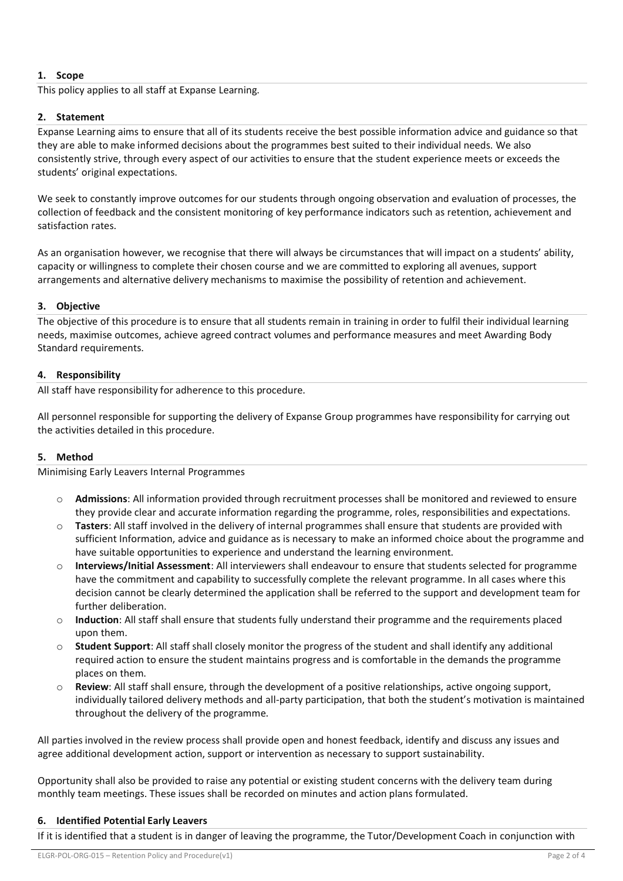## 1. Scope

This policy applies to all staff at Expanse Learning.

## 2. Statement

Expanse Learning aims to ensure that all of its students receive the best possible information advice and guidance so that they are able to make informed decisions about the programmes best suited to their individual needs. We also consistently strive, through every aspect of our activities to ensure that the student experience meets or exceeds the students' original expectations.

We seek to constantly improve outcomes for our students through ongoing observation and evaluation of processes, the collection of feedback and the consistent monitoring of key performance indicators such as retention, achievement and satisfaction rates.

As an organisation however, we recognise that there will always be circumstances that will impact on a students' ability, capacity or willingness to complete their chosen course and we are committed to exploring all avenues, support arrangements and alternative delivery mechanisms to maximise the possibility of retention and achievement.

## 3. Objective

The objective of this procedure is to ensure that all students remain in training in order to fulfil their individual learning needs, maximise outcomes, achieve agreed contract volumes and performance measures and meet Awarding Body Standard requirements.

## 4. Responsibility

All staff have responsibility for adherence to this procedure.

All personnel responsible for supporting the delivery of Expanse Group programmes have responsibility for carrying out the activities detailed in this procedure.

## 5. Method

Minimising Early Leavers Internal Programmes

- **Admissions**: All information provided through recruitment processes shall be monitored and reviewed to ensure they provide clear and accurate information regarding the programme, roles, responsibilities and expectations.
- **Tasters**: All staff involved in the delivery of internal programmes shall ensure that students are provided with sufficient Information, advice and guidance as is necessary to make an informed choice about the programme and have suitable opportunities to experience and understand the learning environment.
- **Interviews/Initial Assessment**: All interviewers shall endeavour to ensure that students selected for programme have the commitment and capability to successfully complete the relevant programme. In all cases where this decision cannot be clearly determined the application shall be referred to the support and development team for further deliberation.
- **Induction**: All staff shall ensure that students fully understand their programme and the requirements placed upon them.
- **Student Support**: All staff shall closely monitor the progress of the student and shall identify any additional required action to ensure the student maintains progress and is comfortable in the demands the programme places on them.
- **Review**: All staff shall ensure, through the development of a positive relationships, active ongoing support, individually tailored delivery methods and all-party participation, that both the student's motivation is maintained throughout the delivery of the programme.

All parties involved in the review process shall provide open and honest feedback, identify and discuss any issues and agree additional development action, support or intervention as necessary to support sustainability.

Opportunity shall also be provided to raise any potential or existing student concerns with the delivery team during monthly team meetings. These issues shall be recorded on minutes and action plans formulated.

## 6. Identified Potential Early Leavers

If it is identified that a student is in danger of leaving the programme, the Tutor/Development Coach in conjunction with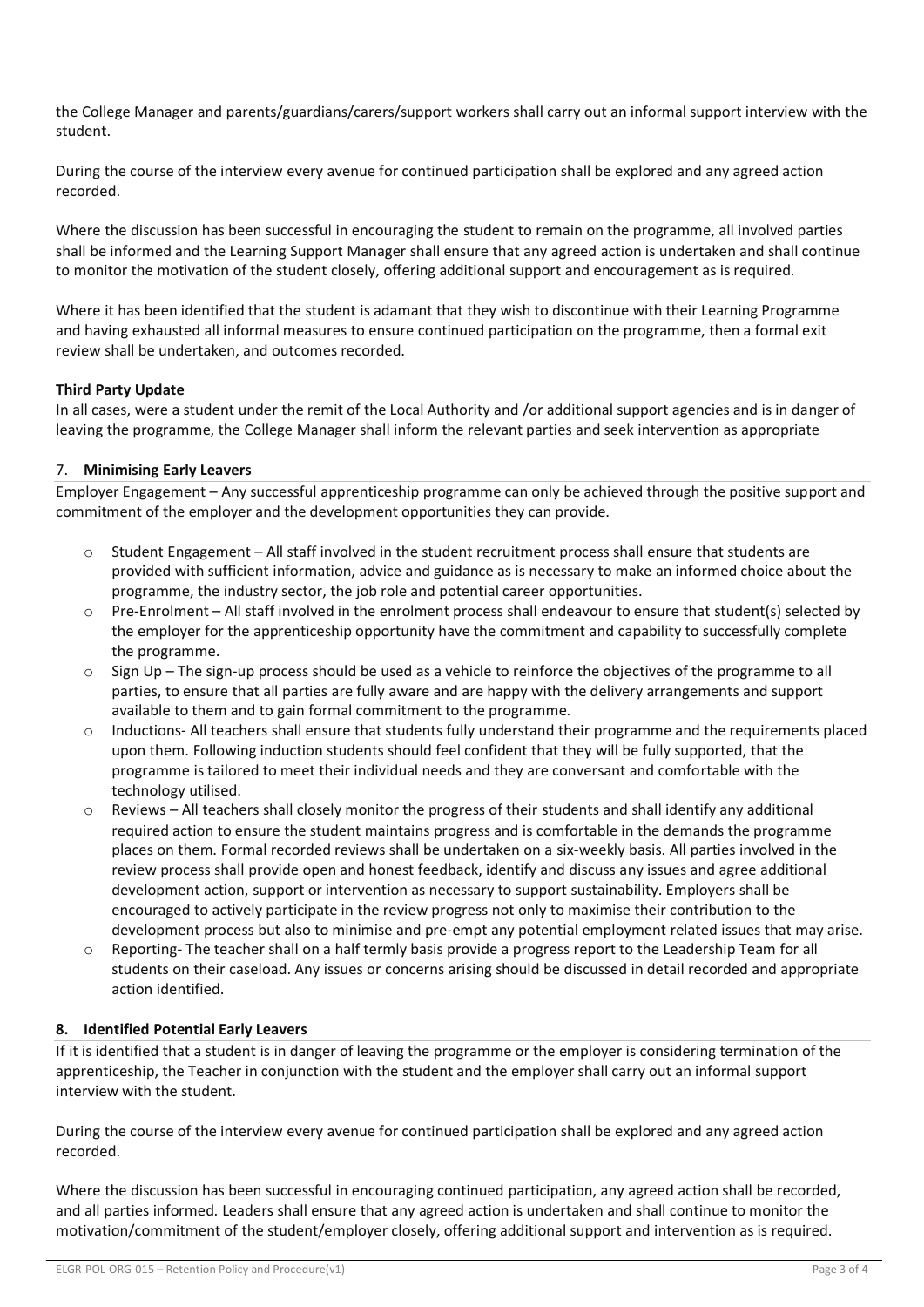the College Manager and parents/guardians/carers/support workers shall carry out an informal support interview with the student.

During the course of the interview every avenue for continued participation shall be explored and any agreed action recorded.

Where the discussion has been successful in encouraging the student to remain on the programme, all involved parties shall be informed and the Learning Support Manager shall ensure that any agreed action is undertaken and shall continue to monitor the motivation of the student closely, offering additional support and encouragement as is required.

Where it has been identified that the student is adamant that they wish to discontinue with their Learning Programme and having exhausted all informal measures to ensure continued participation on the programme, then a formal exit review shall be undertaken, and outcomes recorded.

**Third Party Update**

In all cases, were a student under the remit of the Local Authority and /or additional support agencies and is in danger of leaving the programme, the College Manager shall inform the relevant parties and seek intervention as appropriate

## 7. Minimising Early Leavers

Employer Engagement – Any successful apprenticeship programme can only be achieved through the positive support and commitment of the employer and the development opportunities they can provide.

- Student Engagement – All staff involved in the student recruitment process shall ensure that students are provided with sufficient information, advice and guidance as is necessary to make an informed choice about the programme, the industry sector, the job role and potential career opportunities.
- Pre-Enrolment – All staff involved in the enrolment process shall endeavour to ensure that student(s) selected by the employer for the apprenticeship opportunity have the commitment and capability to successfully complete the programme.
- Sign Up – The sign-up process should be used as a vehicle to reinforce the objectives of the programme to all parties, to ensure that all parties are fully aware and are happy with the delivery arrangements and support available to them and to gain formal commitment to the programme.
- Inductions- All teachers shall ensure that students fully understand their programme and the requirements placed upon them. Following induction students should feel confident that they will be fully supported, that the programme is tailored to meet their individual needs and they are conversant and comfortable with the technology utilised.
- Reviews – All teachers shall closely monitor the progress of their students and shall identify any additional required action to ensure the student maintains progress and is comfortable in the demands the programme places on them. Formal recorded reviews shall be undertaken on a six-weekly basis. All parties involved in the review process shall provide open and honest feedback, identify and discuss any issues and agree additional development action, support or intervention as necessary to support sustainability. Employers shall be encouraged to actively participate in the review progress not only to maximise their contribution to the development process but also to minimise and pre-empt any potential employment related issues that may arise.
- Reporting- The teacher shall on a half termly basis provide a progress report to the Leadership Team for all students on their caseload. Any issues or concerns arising should be discussed in detail recorded and appropriate action identified.

## 8. Identified Potential Early Leavers

If it is identified that a student is in danger of leaving the programme or the employer is considering termination of the apprenticeship, the Teacher in conjunction with the student and the employer shall carry out an informal support interview with the student.

During the course of the interview every avenue for continued participation shall be explored and any agreed action recorded.

Where the discussion has been successful in encouraging continued participation, any agreed action shall be recorded, and all parties informed. Leaders shall ensure that any agreed action is undertaken and shall continue to monitor the motivation/commitment of the student/employer closely, offering additional support and intervention as is required.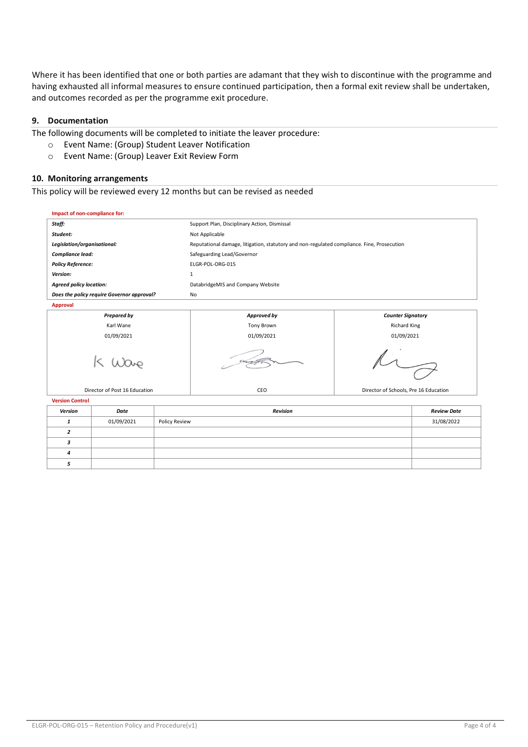Where it has been identified that one or both parties are adamant that they wish to discontinue with the programme and having exhausted all informal measures to ensure continued participation, then a formal exit review shall be undertaken, and outcomes recorded as per the programme exit procedure.

## 9. Documentation

The following documents will be completed to initiate the leaver procedure:

- Event Name: (Group) Student Leaver Notification
- Event Name: (Group) Leaver Exit Review Form

## 10. Monitoring arrangements

This policy will be reviewed every 12 months but can be revised as needed

**Impact of non-compliance for:**

| | |
|---|---|
| ***Staff:*** | Support Plan, Disciplinary Action, Dismissal |
| ***Student:*** | Not Applicable |
| ***Legislation/organisational:*** | Reputational damage, litigation, statutory and non-regulated compliance. Fine, Prosecution |
| ***Compliance lead:*** | Safeguarding Lead/Governor |
| ***Policy Reference:*** | ELGR-POL-ORG-015 |
| ***Version:*** | 1 |
| ***Agreed policy location:*** | DatabridgeMIS and Company Website |
| ***Does the policy require Governor approval?*** | No |

**Approval**

| ***Prepared by*** | ***Approved by*** | ***Counter Signatory*** |
|---|---|---|
| Karl Wane | Tony Brown | Richard King |
| 01/09/2021 | 01/09/2021 | 01/09/2021 |
| K Wane | | |
| Director of Post 16 Education | CEO | Director of Schools, Pre 16 Education |

**Version Control**

| ***Version*** | ***Date*** | ***Revision*** | ***Review Date*** |
|---|---|---|---|
| ***1*** | 01/09/2021 | Policy Review | 31/08/2022 |
| ***2*** | | | |
| ***3*** | | | |
| ***4*** | | | |
| ***5*** | | | |